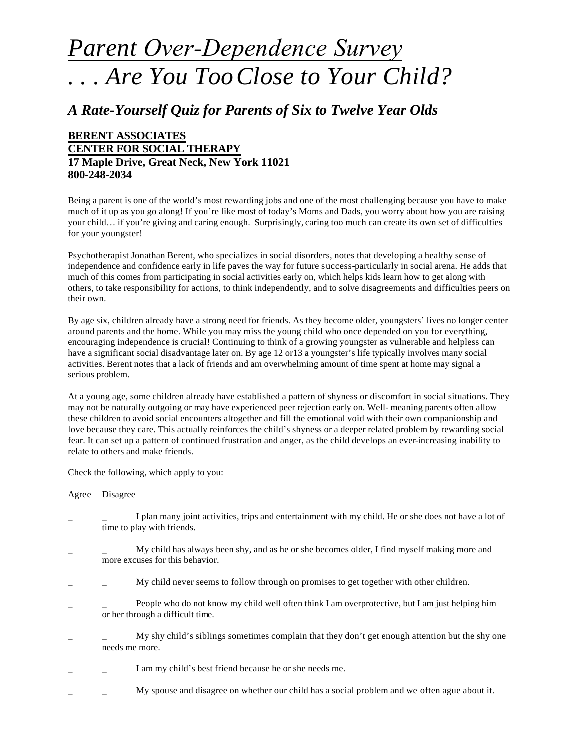# *Parent Over-Dependence Survey*

# *. . . Are You Too Close to Your Child?*

## *A Rate-Yourself Quiz for Parents of Six to Twelve Year Olds*

**BERENT ASSOCIATES**
**CENTER FOR SOCIAL THERAPY**
**17 Maple Drive, Great Neck, New York 11021**
**800-248-2034**

Being a parent is one of the world's most rewarding jobs and one of the most challenging because you have to make much of it up as you go along! If you're like most of today's Moms and Dads, you worry about how you are raising your child… if you're giving and caring enough. Surprisingly, caring too much can create its own set of difficulties for your youngster!

Psychotherapist Jonathan Berent, who specializes in social disorders, notes that developing a healthy sense of independence and confidence early in life paves the way for future success-particularly in social arena. He adds that much of this comes from participating in social activities early on, which helps kids learn how to get along with others, to take responsibility for actions, to think independently, and to solve disagreements and difficulties peers on their own.

By age six, children already have a strong need for friends. As they become older, youngsters' lives no longer center around parents and the home. While you may miss the young child who once depended on you for everything, encouraging independence is crucial! Continuing to think of a growing youngster as vulnerable and helpless can have a significant social disadvantage later on. By age 12 or13 a youngster's life typically involves many social activities. Berent notes that a lack of friends and am overwhelming amount of time spent at home may signal a serious problem.

At a young age, some children already have established a pattern of shyness or discomfort in social situations. They may not be naturally outgoing or may have experienced peer rejection early on. Well- meaning parents often allow these children to avoid social encounters altogether and fill the emotional void with their own companionship and love because they care. This actually reinforces the child's shyness or a deeper related problem by rewarding social fear. It can set up a pattern of continued frustration and anger, as the child develops an ever-increasing inability to relate to others and make friends.

Check the following, which apply to you:

Agree Disagree

_ _ I plan many joint activities, trips and entertainment with my child. He or she does not have a lot of time to play with friends.

_ _ My child has always been shy, and as he or she becomes older, I find myself making more and more excuses for this behavior.

_ _ My child never seems to follow through on promises to get together with other children.

_ _ People who do not know my child well often think I am overprotective, but I am just helping him or her through a difficult time.

_ _ My shy child's siblings sometimes complain that they don't get enough attention but the shy one needs me more.

_ _ I am my child's best friend because he or she needs me.

_ _ My spouse and disagree on whether our child has a social problem and we often ague about it.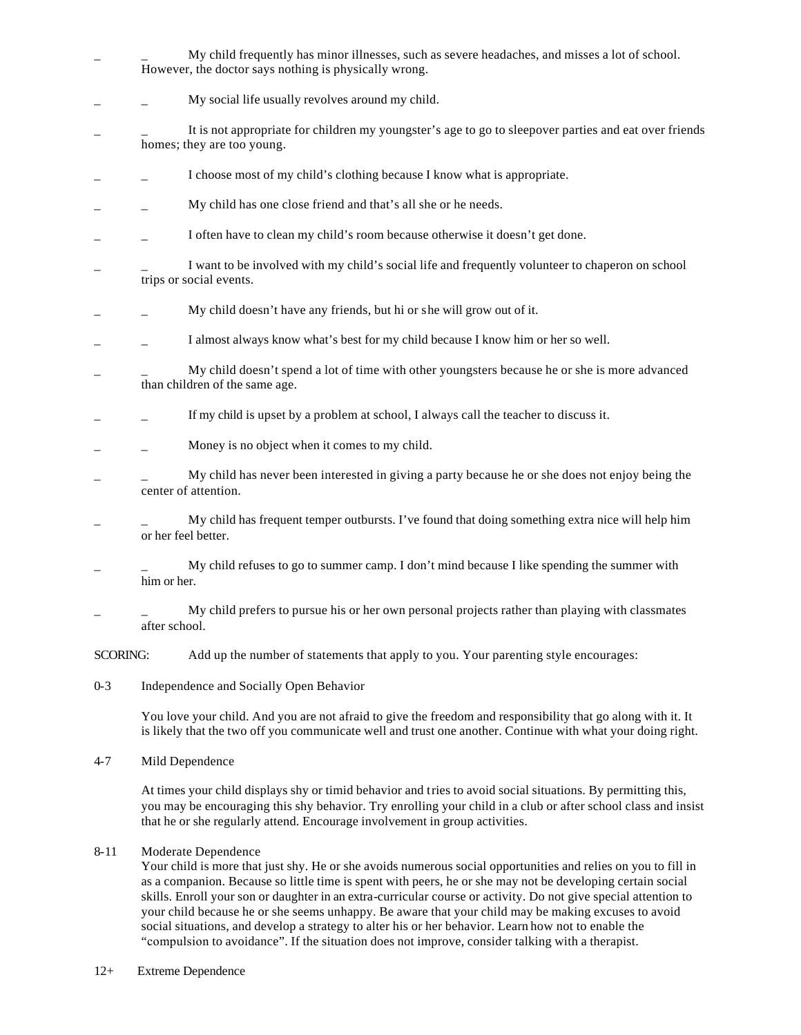_ _ My child frequently has minor illnesses, such as severe headaches, and misses a lot of school. However, the doctor says nothing is physically wrong.

_ _ My social life usually revolves around my child.

_ _ It is not appropriate for children my youngster's age to go to sleepover parties and eat over friends homes; they are too young.

_ _ I choose most of my child's clothing because I know what is appropriate.

_ _ My child has one close friend and that's all she or he needs.

_ _ I often have to clean my child's room because otherwise it doesn't get done.

_ _ I want to be involved with my child's social life and frequently volunteer to chaperon on school trips or social events.

_ _ My child doesn't have any friends, but hi or she will grow out of it.

_ _ I almost always know what's best for my child because I know him or her so well.

_ _ My child doesn't spend a lot of time with other youngsters because he or she is more advanced than children of the same age.

_ _ If my child is upset by a problem at school, I always call the teacher to discuss it.

_ _ Money is no object when it comes to my child.

_ _ My child has never been interested in giving a party because he or she does not enjoy being the center of attention.

_ _ My child has frequent temper outbursts. I've found that doing something extra nice will help him or her feel better.

_ _ My child refuses to go to summer camp. I don't mind because I like spending the summer with him or her.

_ _ My child prefers to pursue his or her own personal projects rather than playing with classmates after school.

SCORING: Add up the number of statements that apply to you. Your parenting style encourages:

0-3 Independence and Socially Open Behavior

You love your child. And you are not afraid to give the freedom and responsibility that go along with it. It is likely that the two off you communicate well and trust one another. Continue with what your doing right.

4-7 Mild Dependence

At times your child displays shy or timid behavior and tries to avoid social situations. By permitting this, you may be encouraging this shy behavior. Try enrolling your child in a club or after school class and insist that he or she regularly attend. Encourage involvement in group activities.

8-11 Moderate Dependence

Your child is more that just shy. He or she avoids numerous social opportunities and relies on you to fill in as a companion. Because so little time is spent with peers, he or she may not be developing certain social skills. Enroll your son or daughter in an extra-curricular course or activity. Do not give special attention to your child because he or she seems unhappy. Be aware that your child may be making excuses to avoid social situations, and develop a strategy to alter his or her behavior. Learn how not to enable the "compulsion to avoidance". If the situation does not improve, consider talking with a therapist.

12+ Extreme Dependence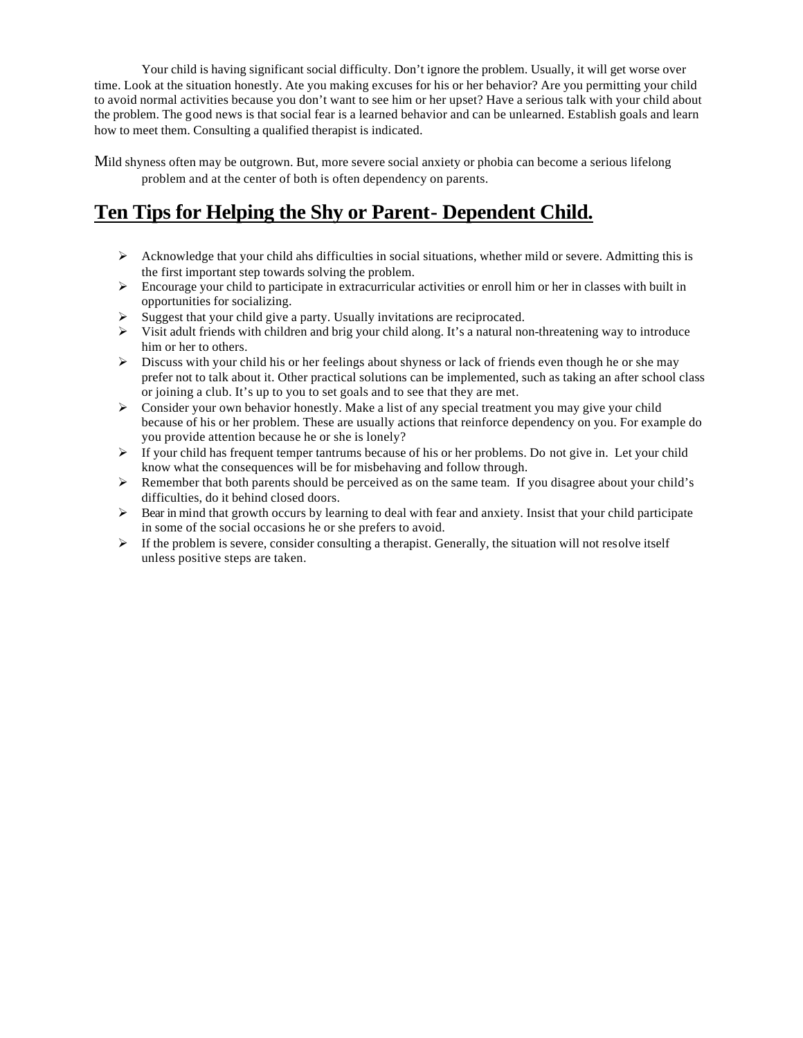Your child is having significant social difficulty. Don't ignore the problem. Usually, it will get worse over time. Look at the situation honestly. Ate you making excuses for his or her behavior? Are you permitting your child to avoid normal activities because you don't want to see him or her upset? Have a serious talk with your child about the problem. The good news is that social fear is a learned behavior and can be unlearned. Establish goals and learn how to meet them. Consulting a qualified therapist is indicated.

Mild shyness often may be outgrown. But, more severe social anxiety or phobia can become a serious lifelong problem and at the center of both is often dependency on parents.

## Ten Tips for Helping the Shy or Parent- Dependent Child.

- Acknowledge that your child ahs difficulties in social situations, whether mild or severe. Admitting this is the first important step towards solving the problem.
- Encourage your child to participate in extracurricular activities or enroll him or her in classes with built in opportunities for socializing.
- Suggest that your child give a party. Usually invitations are reciprocated.
- Visit adult friends with children and brig your child along. It's a natural non-threatening way to introduce him or her to others.
- Discuss with your child his or her feelings about shyness or lack of friends even though he or she may prefer not to talk about it. Other practical solutions can be implemented, such as taking an after school class or joining a club. It's up to you to set goals and to see that they are met.
- Consider your own behavior honestly. Make a list of any special treatment you may give your child because of his or her problem. These are usually actions that reinforce dependency on you. For example do you provide attention because he or she is lonely?
- If your child has frequent temper tantrums because of his or her problems. Do not give in. Let your child know what the consequences will be for misbehaving and follow through.
- Remember that both parents should be perceived as on the same team. If you disagree about your child's difficulties, do it behind closed doors.
- Bear in mind that growth occurs by learning to deal with fear and anxiety. Insist that your child participate in some of the social occasions he or she prefers to avoid.
- If the problem is severe, consider consulting a therapist. Generally, the situation will not resolve itself unless positive steps are taken.